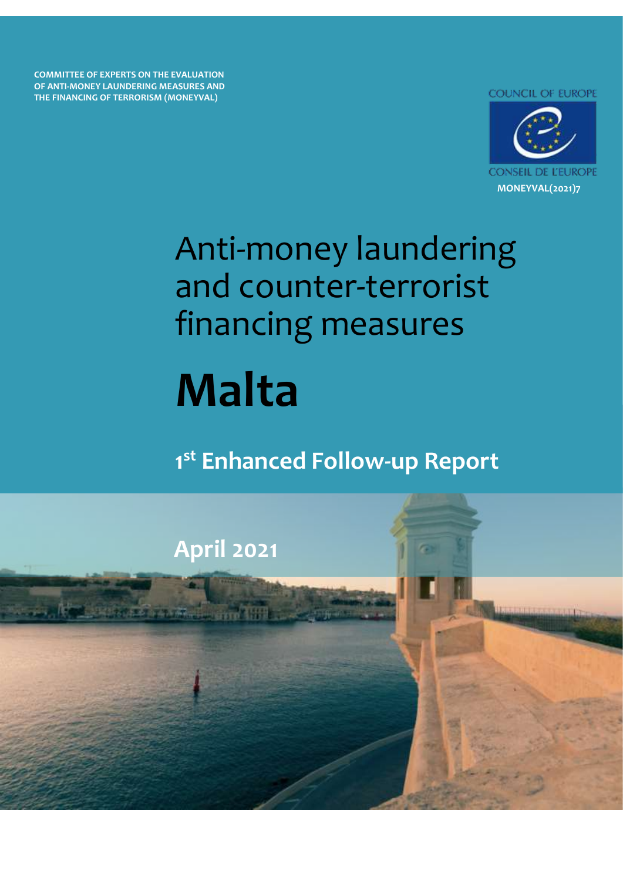COMMITTEE OF EXPERTS ON THE EVALUATION OF ANTI-MONEY LAUNDERING MEASURES AND THE FINANCING OF TERRORISM (MONEYVAL)

COUNCIL OF EUROPE

CONSEIL DE L'EUROPE

MONEYVAL(2021)7

# Anti-money laundering and counter-terrorist financing measures

# Malta

## 1st Enhanced Follow-up Report

April 2021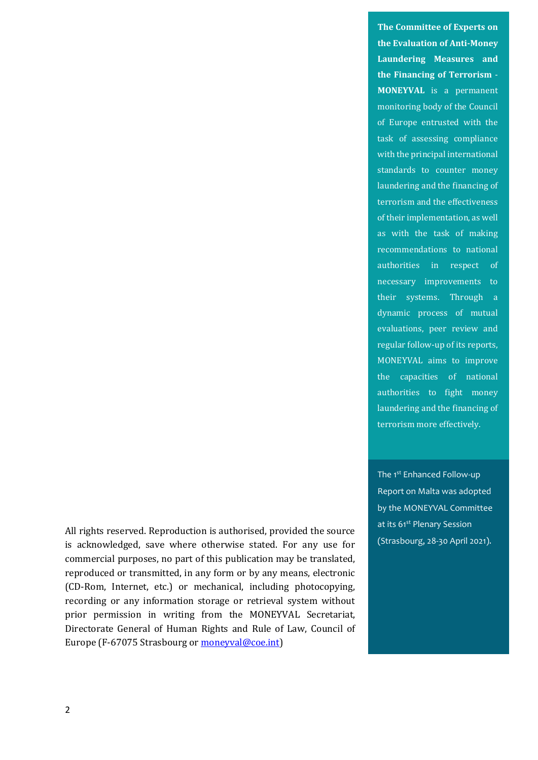**The Committee of Experts on the Evaluation of Anti-Money Laundering Measures and the Financing of Terrorism - MONEYVAL** is a permanent monitoring body of the Council of Europe entrusted with the task of assessing compliance with the principal international standards to counter money laundering and the financing of terrorism and the effectiveness of their implementation, as well as with the task of making recommendations to national authorities in respect of necessary improvements to their systems. Through a dynamic process of mutual evaluations, peer review and regular follow-up of its reports, MONEYVAL aims to improve the capacities of national authorities to fight money laundering and the financing of terrorism more effectively.

The 1st Enhanced Follow-up Report on Malta was adopted by the MONEYVAL Committee at its 61st Plenary Session (Strasbourg, 28-30 April 2021).

All rights reserved. Reproduction is authorised, provided the source is acknowledged, save where otherwise stated. For any use for commercial purposes, no part of this publication may be translated, reproduced or transmitted, in any form or by any means, electronic (CD-Rom, Internet, etc.) or mechanical, including photocopying, recording or any information storage or retrieval system without prior permission in writing from the MONEYVAL Secretariat, Directorate General of Human Rights and Rule of Law, Council of Europe (F-67075 Strasbourg or moneyval@coe.int)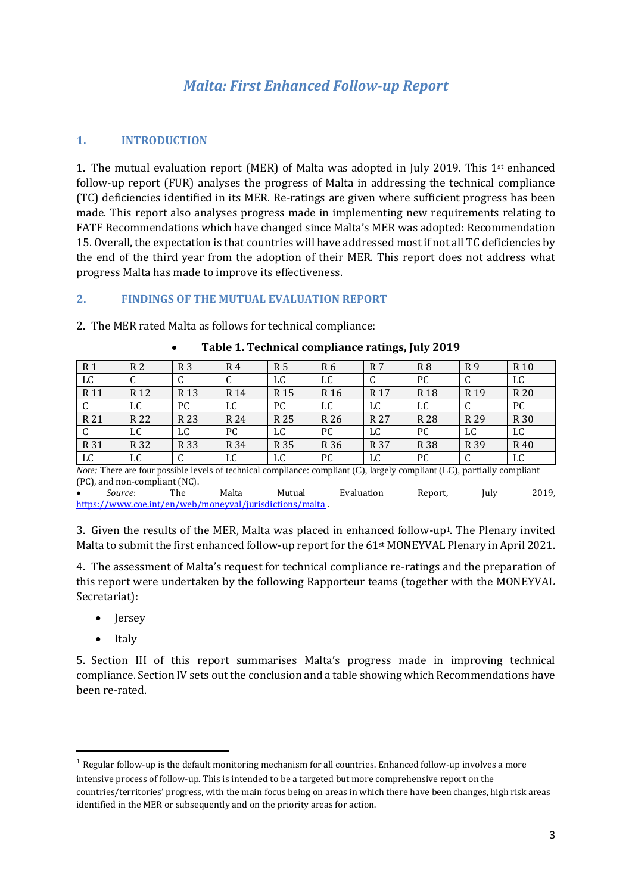# *Malta: First Enhanced Follow-up Report*

## 1. INTRODUCTION

1. The mutual evaluation report (MER) of Malta was adopted in July 2019. This 1st enhanced follow-up report (FUR) analyses the progress of Malta in addressing the technical compliance (TC) deficiencies identified in its MER. Re-ratings are given where sufficient progress has been made. This report also analyses progress made in implementing new requirements relating to FATF Recommendations which have changed since Malta's MER was adopted: Recommendation 15. Overall, the expectation is that countries will have addressed most if not all TC deficiencies by the end of the third year from the adoption of their MER. This report does not address what progress Malta has made to improve its effectiveness.

## 2. FINDINGS OF THE MUTUAL EVALUATION REPORT

2. The MER rated Malta as follows for technical compliance:

**Table 1. Technical compliance ratings, July 2019**

| R 1 | R 2 | R 3 | R 4 | R 5 | R 6 | R 7 | R 8 | R 9 | R 10 |
|---|---|---|---|---|---|---|---|---|---|
| LC | C | C | C | LC | LC | C | PC | C | LC |
| R 11 | R 12 | R 13 | R 14 | R 15 | R 16 | R 17 | R 18 | R 19 | R 20 |
| C | LC | PC | LC | PC | LC | LC | LC | C | PC |
| R 21 | R 22 | R 23 | R 24 | R 25 | R 26 | R 27 | R 28 | R 29 | R 30 |
| C | LC | LC | PC | LC | PC | LC | PC | LC | LC |
| R 31 | R 32 | R 33 | R 34 | R 35 | R 36 | R 37 | R 38 | R 39 | R 40 |
| LC | LC | C | LC | LC | PC | LC | PC | C | LC |

*Note:* There are four possible levels of technical compliance: compliant (C), largely compliant (LC), partially compliant (PC), and non-compliant (NC).

- *Source*: The Malta Mutual Evaluation Report, July 2019, https://www.coe.int/en/web/moneyval/jurisdictions/malta .

3. Given the results of the MER, Malta was placed in enhanced follow-up[1]. The Plenary invited Malta to submit the first enhanced follow-up report for the 61st MONEYVAL Plenary in April 2021.

4. The assessment of Malta's request for technical compliance re-ratings and the preparation of this report were undertaken by the following Rapporteur teams (together with the MONEYVAL Secretariat):

- Jersey
- Italy

5. Section III of this report summarises Malta's progress made in improving technical compliance. Section IV sets out the conclusion and a table showing which Recommendations have been re-rated.

[1] Regular follow-up is the default monitoring mechanism for all countries. Enhanced follow-up involves a more intensive process of follow-up. This is intended to be a targeted but more comprehensive report on the countries/territories' progress, with the main focus being on areas in which there have been changes, high risk areas identified in the MER or subsequently and on the priority areas for action.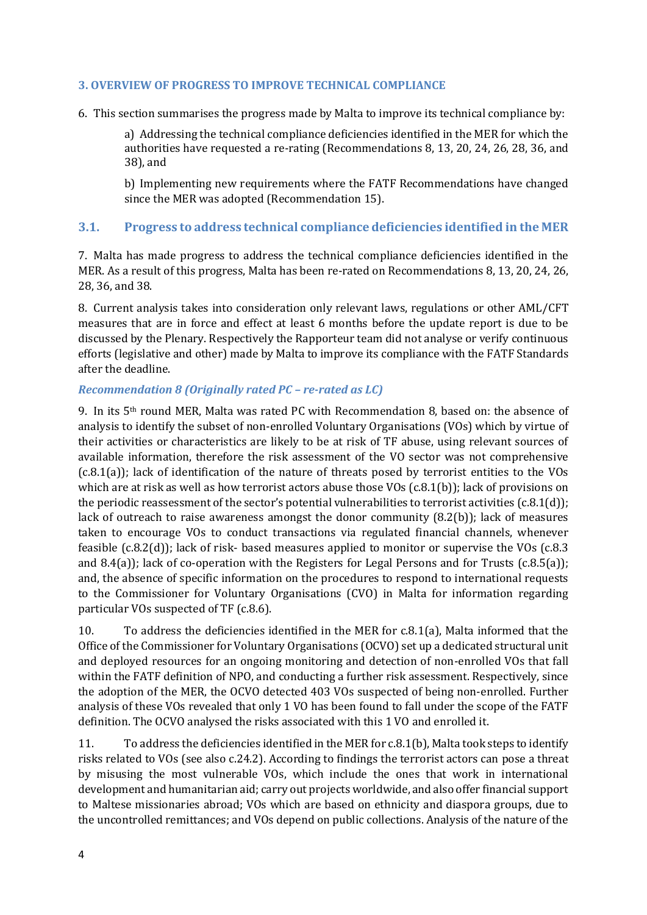## 3. OVERVIEW OF PROGRESS TO IMPROVE TECHNICAL COMPLIANCE

6. This section summarises the progress made by Malta to improve its technical compliance by:

   a) Addressing the technical compliance deficiencies identified in the MER for which the authorities have requested a re-rating (Recommendations 8, 13, 20, 24, 26, 28, 36, and 38), and

   b) Implementing new requirements where the FATF Recommendations have changed since the MER was adopted (Recommendation 15).

### 3.1. Progress to address technical compliance deficiencies identified in the MER

7. Malta has made progress to address the technical compliance deficiencies identified in the MER. As a result of this progress, Malta has been re-rated on Recommendations 8, 13, 20, 24, 26, 28, 36, and 38.

8. Current analysis takes into consideration only relevant laws, regulations or other AML/CFT measures that are in force and effect at least 6 months before the update report is due to be discussed by the Plenary. Respectively the Rapporteur team did not analyse or verify continuous efforts (legislative and other) made by Malta to improve its compliance with the FATF Standards after the deadline.

#### *Recommendation 8 (Originally rated PC – re-rated as LC)*

9. In its 5th round MER, Malta was rated PC with Recommendation 8, based on: the absence of analysis to identify the subset of non-enrolled Voluntary Organisations (VOs) which by virtue of their activities or characteristics are likely to be at risk of TF abuse, using relevant sources of available information, therefore the risk assessment of the VO sector was not comprehensive (c.8.1(a)); lack of identification of the nature of threats posed by terrorist entities to the VOs which are at risk as well as how terrorist actors abuse those VOs (c.8.1(b)); lack of provisions on the periodic reassessment of the sector's potential vulnerabilities to terrorist activities (c.8.1(d)); lack of outreach to raise awareness amongst the donor community (8.2(b)); lack of measures taken to encourage VOs to conduct transactions via regulated financial channels, whenever feasible (c.8.2(d)); lack of risk- based measures applied to monitor or supervise the VOs (c.8.3 and 8.4(a)); lack of co-operation with the Registers for Legal Persons and for Trusts (c.8.5(a)); and, the absence of specific information on the procedures to respond to international requests to the Commissioner for Voluntary Organisations (CVO) in Malta for information regarding particular VOs suspected of TF (c.8.6).

10. To address the deficiencies identified in the MER for c.8.1(a), Malta informed that the Office of the Commissioner for Voluntary Organisations (OCVO) set up a dedicated structural unit and deployed resources for an ongoing monitoring and detection of non-enrolled VOs that fall within the FATF definition of NPO, and conducting a further risk assessment. Respectively, since the adoption of the MER, the OCVO detected 403 VOs suspected of being non-enrolled. Further analysis of these VOs revealed that only 1 VO has been found to fall under the scope of the FATF definition. The OCVO analysed the risks associated with this 1 VO and enrolled it.

11. To address the deficiencies identified in the MER for c.8.1(b), Malta took steps to identify risks related to VOs (see also c.24.2). According to findings the terrorist actors can pose a threat by misusing the most vulnerable VOs, which include the ones that work in international development and humanitarian aid; carry out projects worldwide, and also offer financial support to Maltese missionaries abroad; VOs which are based on ethnicity and diaspora groups, due to the uncontrolled remittances; and VOs depend on public collections. Analysis of the nature of the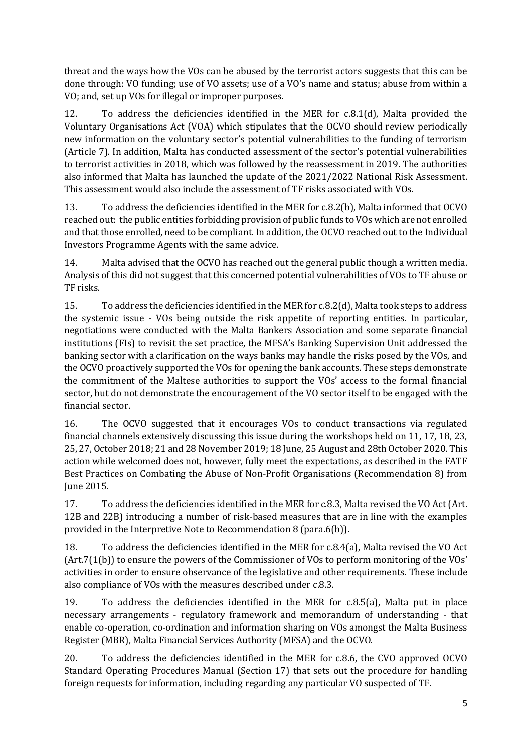threat and the ways how the VOs can be abused by the terrorist actors suggests that this can be done through: VO funding; use of VO assets; use of a VO's name and status; abuse from within a VO; and, set up VOs for illegal or improper purposes.

12. To address the deficiencies identified in the MER for c.8.1(d), Malta provided the Voluntary Organisations Act (VOA) which stipulates that the OCVO should review periodically new information on the voluntary sector's potential vulnerabilities to the funding of terrorism (Article 7). In addition, Malta has conducted assessment of the sector's potential vulnerabilities to terrorist activities in 2018, which was followed by the reassessment in 2019. The authorities also informed that Malta has launched the update of the 2021/2022 National Risk Assessment. This assessment would also include the assessment of TF risks associated with VOs.

13. To address the deficiencies identified in the MER for c.8.2(b), Malta informed that OCVO reached out: the public entities forbidding provision of public funds to VOs which are not enrolled and that those enrolled, need to be compliant. In addition, the OCVO reached out to the Individual Investors Programme Agents with the same advice.

14. Malta advised that the OCVO has reached out the general public though a written media. Analysis of this did not suggest that this concerned potential vulnerabilities of VOs to TF abuse or TF risks.

15. To address the deficiencies identified in the MER for c.8.2(d), Malta took steps to address the systemic issue - VOs being outside the risk appetite of reporting entities. In particular, negotiations were conducted with the Malta Bankers Association and some separate financial institutions (FIs) to revisit the set practice, the MFSA's Banking Supervision Unit addressed the banking sector with a clarification on the ways banks may handle the risks posed by the VOs, and the OCVO proactively supported the VOs for opening the bank accounts. These steps demonstrate the commitment of the Maltese authorities to support the VOs' access to the formal financial sector, but do not demonstrate the encouragement of the VO sector itself to be engaged with the financial sector.

16. The OCVO suggested that it encourages VOs to conduct transactions via regulated financial channels extensively discussing this issue during the workshops held on 11, 17, 18, 23, 25, 27, October 2018; 21 and 28 November 2019; 18 June, 25 August and 28th October 2020. This action while welcomed does not, however, fully meet the expectations, as described in the FATF Best Practices on Combating the Abuse of Non-Profit Organisations (Recommendation 8) from June 2015.

17. To address the deficiencies identified in the MER for c.8.3, Malta revised the VO Act (Art. 12B and 22B) introducing a number of risk-based measures that are in line with the examples provided in the Interpretive Note to Recommendation 8 (para.6(b)).

18. To address the deficiencies identified in the MER for c.8.4(a), Malta revised the VO Act (Art.7(1(b)) to ensure the powers of the Commissioner of VOs to perform monitoring of the VOs' activities in order to ensure observance of the legislative and other requirements. These include also compliance of VOs with the measures described under c.8.3.

19. To address the deficiencies identified in the MER for c.8.5(a), Malta put in place necessary arrangements - regulatory framework and memorandum of understanding - that enable co-operation, co-ordination and information sharing on VOs amongst the Malta Business Register (MBR), Malta Financial Services Authority (MFSA) and the OCVO.

20. To address the deficiencies identified in the MER for c.8.6, the CVO approved OCVO Standard Operating Procedures Manual (Section 17) that sets out the procedure for handling foreign requests for information, including regarding any particular VO suspected of TF.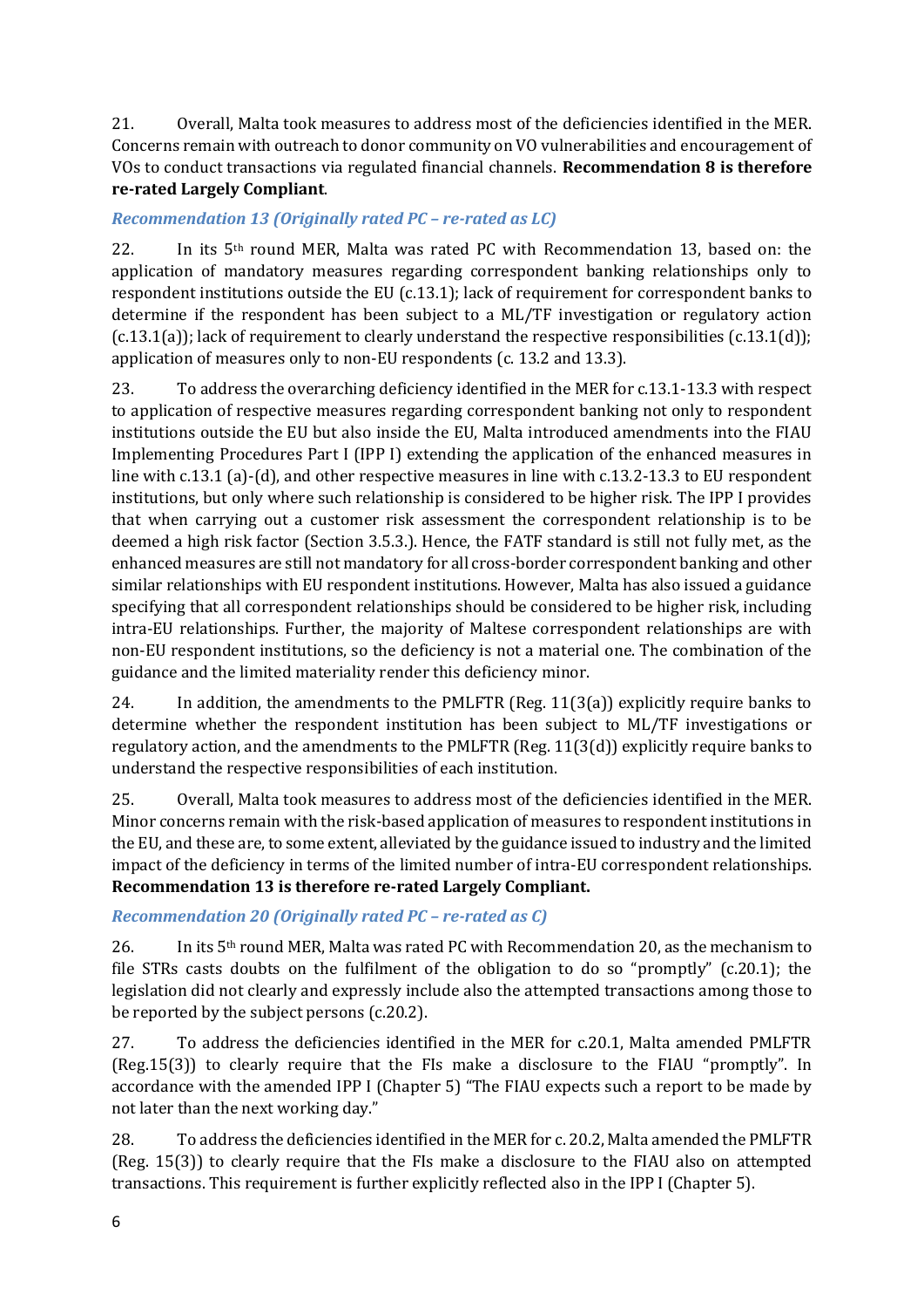21. Overall, Malta took measures to address most of the deficiencies identified in the MER. Concerns remain with outreach to donor community on VO vulnerabilities and encouragement of VOs to conduct transactions via regulated financial channels. **Recommendation 8 is therefore re-rated Largely Compliant**.

### *Recommendation 13 (Originally rated PC – re-rated as LC)*

22. In its 5th round MER, Malta was rated PC with Recommendation 13, based on: the application of mandatory measures regarding correspondent banking relationships only to respondent institutions outside the EU (c.13.1); lack of requirement for correspondent banks to determine if the respondent has been subject to a ML/TF investigation or regulatory action (c.13.1(a)); lack of requirement to clearly understand the respective responsibilities (c.13.1(d)); application of measures only to non-EU respondents (c. 13.2 and 13.3).

23. To address the overarching deficiency identified in the MER for c.13.1-13.3 with respect to application of respective measures regarding correspondent banking not only to respondent institutions outside the EU but also inside the EU, Malta introduced amendments into the FIAU Implementing Procedures Part I (IPP I) extending the application of the enhanced measures in line with c.13.1 (a)-(d), and other respective measures in line with c.13.2-13.3 to EU respondent institutions, but only where such relationship is considered to be higher risk. The IPP I provides that when carrying out a customer risk assessment the correspondent relationship is to be deemed a high risk factor (Section 3.5.3.). Hence, the FATF standard is still not fully met, as the enhanced measures are still not mandatory for all cross-border correspondent banking and other similar relationships with EU respondent institutions. However, Malta has also issued a guidance specifying that all correspondent relationships should be considered to be higher risk, including intra-EU relationships. Further, the majority of Maltese correspondent relationships are with non-EU respondent institutions, so the deficiency is not a material one. The combination of the guidance and the limited materiality render this deficiency minor.

24. In addition, the amendments to the PMLFTR (Reg. 11(3(a)) explicitly require banks to determine whether the respondent institution has been subject to ML/TF investigations or regulatory action, and the amendments to the PMLFTR (Reg. 11(3(d)) explicitly require banks to understand the respective responsibilities of each institution.

25. Overall, Malta took measures to address most of the deficiencies identified in the MER. Minor concerns remain with the risk-based application of measures to respondent institutions in the EU, and these are, to some extent, alleviated by the guidance issued to industry and the limited impact of the deficiency in terms of the limited number of intra-EU correspondent relationships. **Recommendation 13 is therefore re-rated Largely Compliant.**

### *Recommendation 20 (Originally rated PC – re-rated as C)*

26. In its 5th round MER, Malta was rated PC with Recommendation 20, as the mechanism to file STRs casts doubts on the fulfilment of the obligation to do so "promptly" (c.20.1); the legislation did not clearly and expressly include also the attempted transactions among those to be reported by the subject persons (c.20.2).

27. To address the deficiencies identified in the MER for c.20.1, Malta amended PMLFTR (Reg.15(3)) to clearly require that the FIs make a disclosure to the FIAU "promptly". In accordance with the amended IPP I (Chapter 5) "The FIAU expects such a report to be made by not later than the next working day."

28. To address the deficiencies identified in the MER for c. 20.2, Malta amended the PMLFTR (Reg. 15(3)) to clearly require that the FIs make a disclosure to the FIAU also on attempted transactions. This requirement is further explicitly reflected also in the IPP I (Chapter 5).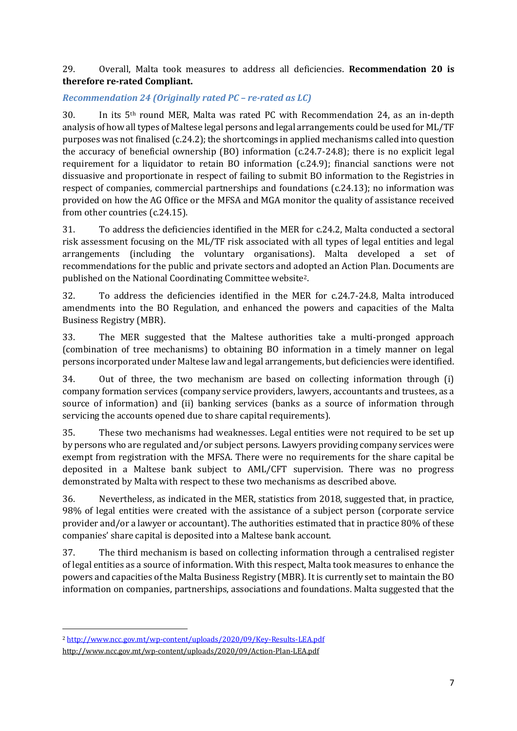29. Overall, Malta took measures to address all deficiencies. **Recommendation 20 is therefore re-rated Compliant.**

### *Recommendation 24 (Originally rated PC – re-rated as LC)*

30. In its 5th round MER, Malta was rated PC with Recommendation 24, as an in-depth analysis of how all types of Maltese legal persons and legal arrangements could be used for ML/TF purposes was not finalised (c.24.2); the shortcomings in applied mechanisms called into question the accuracy of beneficial ownership (BO) information (c.24.7-24.8); there is no explicit legal requirement for a liquidator to retain BO information (c.24.9); financial sanctions were not dissuasive and proportionate in respect of failing to submit BO information to the Registries in respect of companies, commercial partnerships and foundations (c.24.13); no information was provided on how the AG Office or the MFSA and MGA monitor the quality of assistance received from other countries (c.24.15).

31. To address the deficiencies identified in the MER for c.24.2, Malta conducted a sectoral risk assessment focusing on the ML/TF risk associated with all types of legal entities and legal arrangements (including the voluntary organisations). Malta developed a set of recommendations for the public and private sectors and adopted an Action Plan. Documents are published on the National Coordinating Committee website[2].

32. To address the deficiencies identified in the MER for c.24.7-24.8, Malta introduced amendments into the BO Regulation, and enhanced the powers and capacities of the Malta Business Registry (MBR).

33. The MER suggested that the Maltese authorities take a multi-pronged approach (combination of tree mechanisms) to obtaining BO information in a timely manner on legal persons incorporated under Maltese law and legal arrangements, but deficiencies were identified.

34. Out of three, the two mechanism are based on collecting information through (i) company formation services (company service providers, lawyers, accountants and trustees, as a source of information) and (ii) banking services (banks as a source of information through servicing the accounts opened due to share capital requirements).

35. These two mechanisms had weaknesses. Legal entities were not required to be set up by persons who are regulated and/or subject persons. Lawyers providing company services were exempt from registration with the MFSA. There were no requirements for the share capital be deposited in a Maltese bank subject to AML/CFT supervision. There was no progress demonstrated by Malta with respect to these two mechanisms as described above.

36. Nevertheless, as indicated in the MER, statistics from 2018, suggested that, in practice, 98% of legal entities were created with the assistance of a subject person (corporate service provider and/or a lawyer or accountant). The authorities estimated that in practice 80% of these companies' share capital is deposited into a Maltese bank account.

37. The third mechanism is based on collecting information through a centralised register of legal entities as a source of information. With this respect, Malta took measures to enhance the powers and capacities of the Malta Business Registry (MBR). It is currently set to maintain the BO information on companies, partnerships, associations and foundations. Malta suggested that the

---

[2] http://www.ncc.gov.mt/wp-content/uploads/2020/09/Key-Results-LEA.pdf
http://www.ncc.gov.mt/wp-content/uploads/2020/09/Action-Plan-LEA.pdf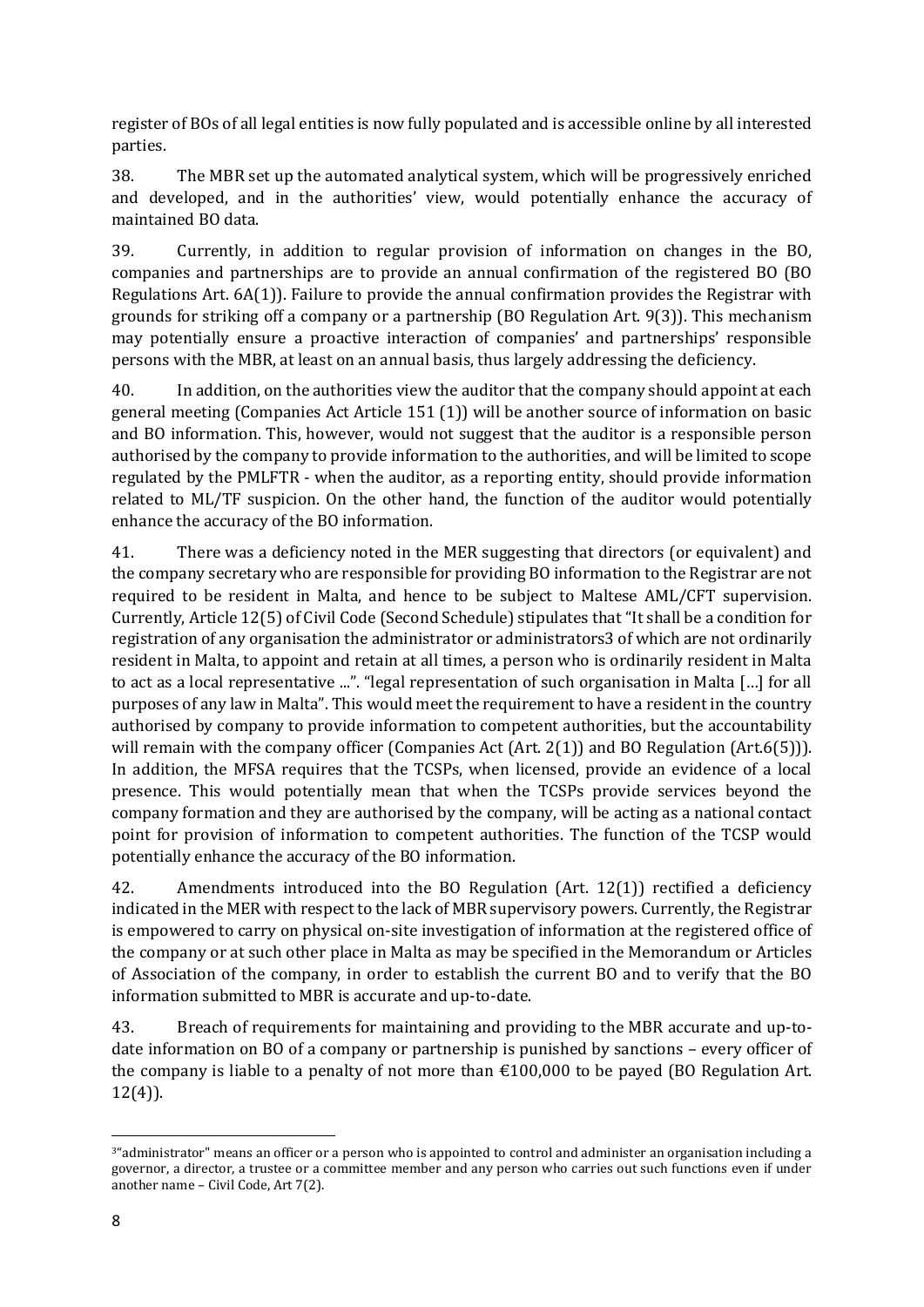register of BOs of all legal entities is now fully populated and is accessible online by all interested parties.

38. The MBR set up the automated analytical system, which will be progressively enriched and developed, and in the authorities' view, would potentially enhance the accuracy of maintained BO data.

39. Currently, in addition to regular provision of information on changes in the BO, companies and partnerships are to provide an annual confirmation of the registered BO (BO Regulations Art. 6A(1)). Failure to provide the annual confirmation provides the Registrar with grounds for striking off a company or a partnership (BO Regulation Art. 9(3)). This mechanism may potentially ensure a proactive interaction of companies' and partnerships' responsible persons with the MBR, at least on an annual basis, thus largely addressing the deficiency.

40. In addition, on the authorities view the auditor that the company should appoint at each general meeting (Companies Act Article 151 (1)) will be another source of information on basic and BO information. This, however, would not suggest that the auditor is a responsible person authorised by the company to provide information to the authorities, and will be limited to scope regulated by the PMLFTR - when the auditor, as a reporting entity, should provide information related to ML/TF suspicion. On the other hand, the function of the auditor would potentially enhance the accuracy of the BO information.

41. There was a deficiency noted in the MER suggesting that directors (or equivalent) and the company secretary who are responsible for providing BO information to the Registrar are not required to be resident in Malta, and hence to be subject to Maltese AML/CFT supervision. Currently, Article 12(5) of Civil Code (Second Schedule) stipulates that "It shall be a condition for registration of any organisation the administrator or administrators[3] of which are not ordinarily resident in Malta, to appoint and retain at all times, a person who is ordinarily resident in Malta to act as a local representative ...". "legal representation of such organisation in Malta […] for all purposes of any law in Malta". This would meet the requirement to have a resident in the country authorised by company to provide information to competent authorities, but the accountability will remain with the company officer (Companies Act (Art. 2(1)) and BO Regulation (Art.6(5))). In addition, the MFSA requires that the TCSPs, when licensed, provide an evidence of a local presence. This would potentially mean that when the TCSPs provide services beyond the company formation and they are authorised by the company, will be acting as a national contact point for provision of information to competent authorities. The function of the TCSP would potentially enhance the accuracy of the BO information.

42. Amendments introduced into the BO Regulation (Art. 12(1)) rectified a deficiency indicated in the MER with respect to the lack of MBR supervisory powers. Currently, the Registrar is empowered to carry on physical on-site investigation of information at the registered office of the company or at such other place in Malta as may be specified in the Memorandum or Articles of Association of the company, in order to establish the current BO and to verify that the BO information submitted to MBR is accurate and up-to-date.

43. Breach of requirements for maintaining and providing to the MBR accurate and up-to-date information on BO of a company or partnership is punished by sanctions – every officer of the company is liable to a penalty of not more than €100,000 to be payed (BO Regulation Art. 12(4)).

[3] "administrator" means an officer or a person who is appointed to control and administer an organisation including a governor, a director, a trustee or a committee member and any person who carries out such functions even if under another name – Civil Code, Art 7(2).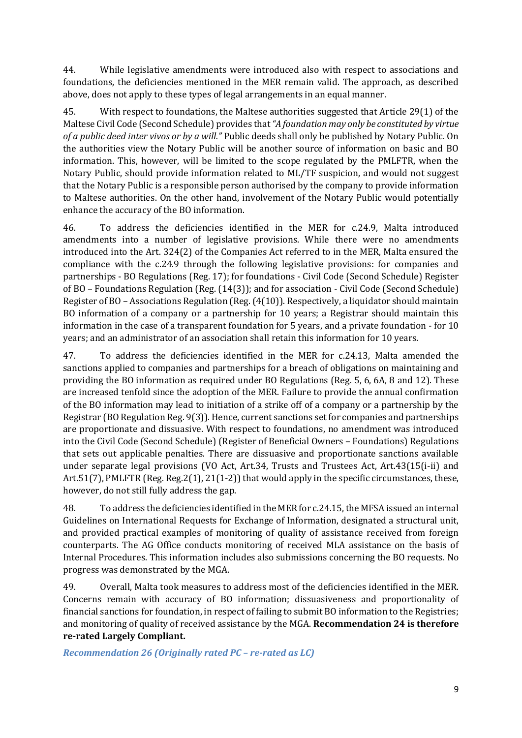44. While legislative amendments were introduced also with respect to associations and foundations, the deficiencies mentioned in the MER remain valid. The approach, as described above, does not apply to these types of legal arrangements in an equal manner.

45. With respect to foundations, the Maltese authorities suggested that Article 29(1) of the Maltese Civil Code (Second Schedule) provides that *"A foundation may only be constituted by virtue of a public deed inter vivos or by a will."* Public deeds shall only be published by Notary Public. On the authorities view the Notary Public will be another source of information on basic and BO information. This, however, will be limited to the scope regulated by the PMLFTR, when the Notary Public, should provide information related to ML/TF suspicion, and would not suggest that the Notary Public is a responsible person authorised by the company to provide information to Maltese authorities. On the other hand, involvement of the Notary Public would potentially enhance the accuracy of the BO information.

46. To address the deficiencies identified in the MER for c.24.9, Malta introduced amendments into a number of legislative provisions. While there were no amendments introduced into the Art. 324(2) of the Companies Act referred to in the MER, Malta ensured the compliance with the c.24.9 through the following legislative provisions: for companies and partnerships - BO Regulations (Reg. 17); for foundations - Civil Code (Second Schedule) Register of BO – Foundations Regulation (Reg. (14(3)); and for association - Civil Code (Second Schedule) Register of BO – Associations Regulation (Reg. (4(10)). Respectively, a liquidator should maintain BO information of a company or a partnership for 10 years; a Registrar should maintain this information in the case of a transparent foundation for 5 years, and a private foundation - for 10 years; and an administrator of an association shall retain this information for 10 years.

47. To address the deficiencies identified in the MER for c.24.13, Malta amended the sanctions applied to companies and partnerships for a breach of obligations on maintaining and providing the BO information as required under BO Regulations (Reg. 5, 6, 6A, 8 and 12). These are increased tenfold since the adoption of the MER. Failure to provide the annual confirmation of the BO information may lead to initiation of a strike off of a company or a partnership by the Registrar (BO Regulation Reg. 9(3)). Hence, current sanctions set for companies and partnerships are proportionate and dissuasive. With respect to foundations, no amendment was introduced into the Civil Code (Second Schedule) (Register of Beneficial Owners – Foundations) Regulations that sets out applicable penalties. There are dissuasive and proportionate sanctions available under separate legal provisions (VO Act, Art.34, Trusts and Trustees Act, Art.43(15(i-ii) and Art.51(7), PMLFTR (Reg. Reg.2(1), 21(1-2)) that would apply in the specific circumstances, these, however, do not still fully address the gap.

48. To address the deficiencies identified in the MER for c.24.15, the MFSA issued an internal Guidelines on International Requests for Exchange of Information, designated a structural unit, and provided practical examples of monitoring of quality of assistance received from foreign counterparts. The AG Office conducts monitoring of received MLA assistance on the basis of Internal Procedures. This information includes also submissions concerning the BO requests. No progress was demonstrated by the MGA.

49. Overall, Malta took measures to address most of the deficiencies identified in the MER. Concerns remain with accuracy of BO information; dissuasiveness and proportionality of financial sanctions for foundation, in respect of failing to submit BO information to the Registries; and monitoring of quality of received assistance by the MGA. **Recommendation 24 is therefore re-rated Largely Compliant.**

### *Recommendation 26 (Originally rated PC – re-rated as LC)*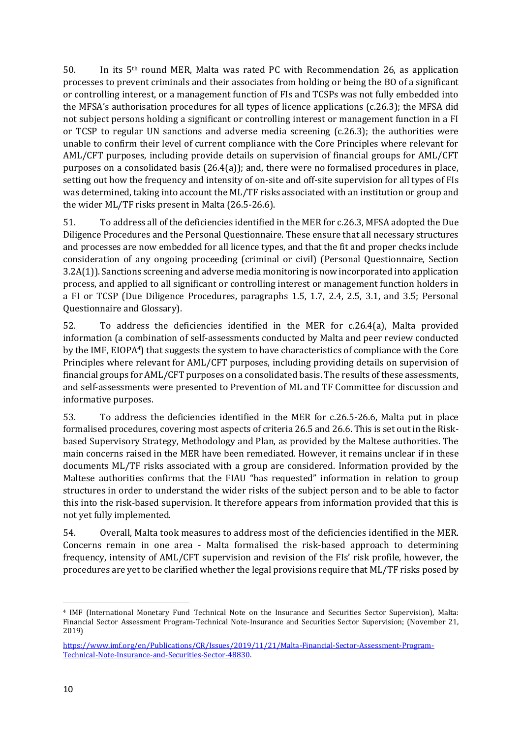50. In its 5th round MER, Malta was rated PC with Recommendation 26, as application processes to prevent criminals and their associates from holding or being the BO of a significant or controlling interest, or a management function of FIs and TCSPs was not fully embedded into the MFSA's authorisation procedures for all types of licence applications (c.26.3); the MFSA did not subject persons holding a significant or controlling interest or management function in a FI or TCSP to regular UN sanctions and adverse media screening (c.26.3); the authorities were unable to confirm their level of current compliance with the Core Principles where relevant for AML/CFT purposes, including provide details on supervision of financial groups for AML/CFT purposes on a consolidated basis (26.4(a)); and, there were no formalised procedures in place, setting out how the frequency and intensity of on-site and off-site supervision for all types of FIs was determined, taking into account the ML/TF risks associated with an institution or group and the wider ML/TF risks present in Malta (26.5-26.6).

51. To address all of the deficiencies identified in the MER for c.26.3, MFSA adopted the Due Diligence Procedures and the Personal Questionnaire. These ensure that all necessary structures and processes are now embedded for all licence types, and that the fit and proper checks include consideration of any ongoing proceeding (criminal or civil) (Personal Questionnaire, Section 3.2A(1)). Sanctions screening and adverse media monitoring is now incorporated into application process, and applied to all significant or controlling interest or management function holders in a FI or TCSP (Due Diligence Procedures, paragraphs 1.5, 1.7, 2.4, 2.5, 3.1, and 3.5; Personal Questionnaire and Glossary).

52. To address the deficiencies identified in the MER for c.26.4(a), Malta provided information (a combination of self-assessments conducted by Malta and peer review conducted by the IMF, EIOPA[4]) that suggests the system to have characteristics of compliance with the Core Principles where relevant for AML/CFT purposes, including providing details on supervision of financial groups for AML/CFT purposes on a consolidated basis. The results of these assessments, and self-assessments were presented to Prevention of ML and TF Committee for discussion and informative purposes.

53. To address the deficiencies identified in the MER for c.26.5-26.6, Malta put in place formalised procedures, covering most aspects of criteria 26.5 and 26.6. This is set out in the Risk-based Supervisory Strategy, Methodology and Plan, as provided by the Maltese authorities. The main concerns raised in the MER have been remediated. However, it remains unclear if in these documents ML/TF risks associated with a group are considered. Information provided by the Maltese authorities confirms that the FIAU "has requested" information in relation to group structures in order to understand the wider risks of the subject person and to be able to factor this into the risk-based supervision. It therefore appears from information provided that this is not yet fully implemented.

54. Overall, Malta took measures to address most of the deficiencies identified in the MER. Concerns remain in one area - Malta formalised the risk-based approach to determining frequency, intensity of AML/CFT supervision and revision of the FIs' risk profile, however, the procedures are yet to be clarified whether the legal provisions require that ML/TF risks posed by

---

[4] IMF (International Monetary Fund Technical Note on the Insurance and Securities Sector Supervision), Malta: Financial Sector Assessment Program-Technical Note-Insurance and Securities Sector Supervision; (November 21, 2019)

https://www.imf.org/en/Publications/CR/Issues/2019/11/21/Malta-Financial-Sector-Assessment-Program-Technical-Note-Insurance-and-Securities-Sector-48830.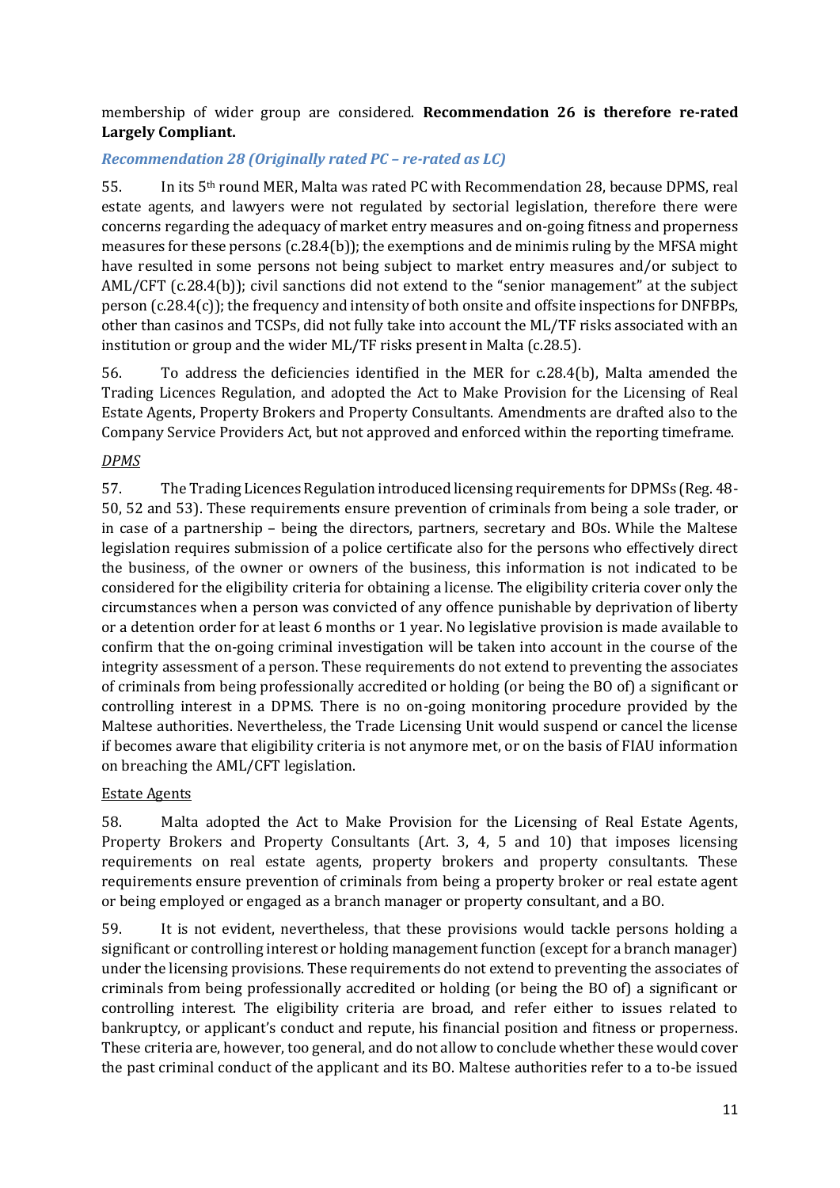membership of wider group are considered. **Recommendation 26 is therefore re-rated Largely Compliant.**

### *Recommendation 28 (Originally rated PC – re-rated as LC)*

55. In its 5th round MER, Malta was rated PC with Recommendation 28, because DPMS, real estate agents, and lawyers were not regulated by sectorial legislation, therefore there were concerns regarding the adequacy of market entry measures and on-going fitness and properness measures for these persons (c.28.4(b)); the exemptions and de minimis ruling by the MFSA might have resulted in some persons not being subject to market entry measures and/or subject to AML/CFT (c.28.4(b)); civil sanctions did not extend to the "senior management" at the subject person (c.28.4(c)); the frequency and intensity of both onsite and offsite inspections for DNFBPs, other than casinos and TCSPs, did not fully take into account the ML/TF risks associated with an institution or group and the wider ML/TF risks present in Malta (c.28.5).

56. To address the deficiencies identified in the MER for c.28.4(b), Malta amended the Trading Licences Regulation, and adopted the Act to Make Provision for the Licensing of Real Estate Agents, Property Brokers and Property Consultants. Amendments are drafted also to the Company Service Providers Act, but not approved and enforced within the reporting timeframe.

#### *DPMS*

57. The Trading Licences Regulation introduced licensing requirements for DPMSs (Reg. 48-50, 52 and 53). These requirements ensure prevention of criminals from being a sole trader, or in case of a partnership – being the directors, partners, secretary and BOs. While the Maltese legislation requires submission of a police certificate also for the persons who effectively direct the business, of the owner or owners of the business, this information is not indicated to be considered for the eligibility criteria for obtaining a license. The eligibility criteria cover only the circumstances when a person was convicted of any offence punishable by deprivation of liberty or a detention order for at least 6 months or 1 year. No legislative provision is made available to confirm that the on-going criminal investigation will be taken into account in the course of the integrity assessment of a person. These requirements do not extend to preventing the associates of criminals from being professionally accredited or holding (or being the BO of) a significant or controlling interest in a DPMS. There is no on-going monitoring procedure provided by the Maltese authorities. Nevertheless, the Trade Licensing Unit would suspend or cancel the license if becomes aware that eligibility criteria is not anymore met, or on the basis of FIAU information on breaching the AML/CFT legislation.

#### Estate Agents

58. Malta adopted the Act to Make Provision for the Licensing of Real Estate Agents, Property Brokers and Property Consultants (Art. 3, 4, 5 and 10) that imposes licensing requirements on real estate agents, property brokers and property consultants. These requirements ensure prevention of criminals from being a property broker or real estate agent or being employed or engaged as a branch manager or property consultant, and a BO.

59. It is not evident, nevertheless, that these provisions would tackle persons holding a significant or controlling interest or holding management function (except for a branch manager) under the licensing provisions. These requirements do not extend to preventing the associates of criminals from being professionally accredited or holding (or being the BO of) a significant or controlling interest. The eligibility criteria are broad, and refer either to issues related to bankruptcy, or applicant's conduct and repute, his financial position and fitness or properness. These criteria are, however, too general, and do not allow to conclude whether these would cover the past criminal conduct of the applicant and its BO. Maltese authorities refer to a to-be issued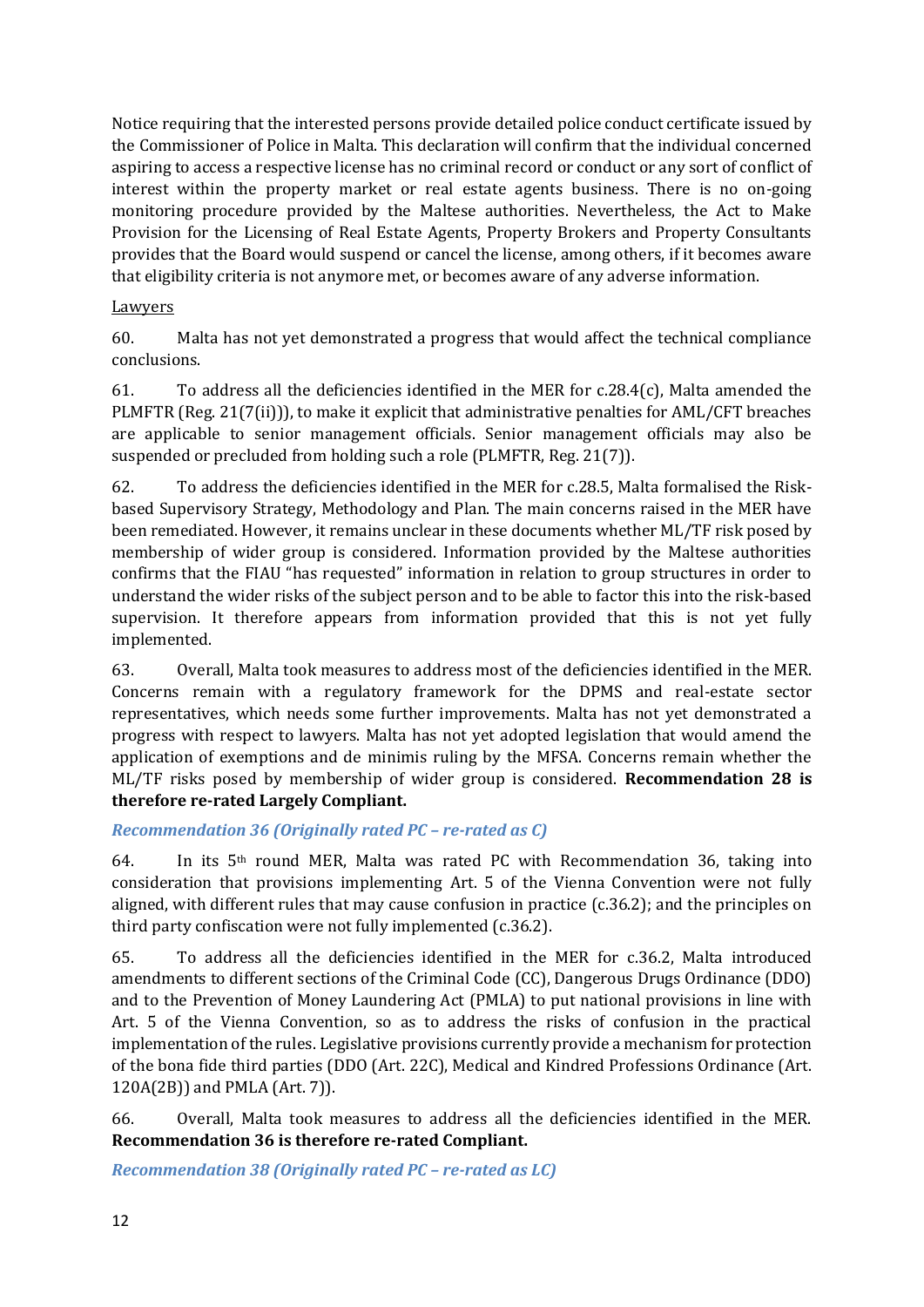Notice requiring that the interested persons provide detailed police conduct certificate issued by the Commissioner of Police in Malta. This declaration will confirm that the individual concerned aspiring to access a respective license has no criminal record or conduct or any sort of conflict of interest within the property market or real estate agents business. There is no on-going monitoring procedure provided by the Maltese authorities. Nevertheless, the Act to Make Provision for the Licensing of Real Estate Agents, Property Brokers and Property Consultants provides that the Board would suspend or cancel the license, among others, if it becomes aware that eligibility criteria is not anymore met, or becomes aware of any adverse information.

Lawyers

60. Malta has not yet demonstrated a progress that would affect the technical compliance conclusions.

61. To address all the deficiencies identified in the MER for c.28.4(c), Malta amended the PLMFTR (Reg. 21(7(ii))), to make it explicit that administrative penalties for AML/CFT breaches are applicable to senior management officials. Senior management officials may also be suspended or precluded from holding such a role (PLMFTR, Reg. 21(7)).

62. To address the deficiencies identified in the MER for c.28.5, Malta formalised the Risk-based Supervisory Strategy, Methodology and Plan. The main concerns raised in the MER have been remediated. However, it remains unclear in these documents whether ML/TF risk posed by membership of wider group is considered. Information provided by the Maltese authorities confirms that the FIAU "has requested" information in relation to group structures in order to understand the wider risks of the subject person and to be able to factor this into the risk-based supervision. It therefore appears from information provided that this is not yet fully implemented.

63. Overall, Malta took measures to address most of the deficiencies identified in the MER. Concerns remain with a regulatory framework for the DPMS and real-estate sector representatives, which needs some further improvements. Malta has not yet demonstrated a progress with respect to lawyers. Malta has not yet adopted legislation that would amend the application of exemptions and de minimis ruling by the MFSA. Concerns remain whether the ML/TF risks posed by membership of wider group is considered. **Recommendation 28 is therefore re-rated Largely Compliant.**

### *Recommendation 36 (Originally rated PC – re-rated as C)*

64. In its 5th round MER, Malta was rated PC with Recommendation 36, taking into consideration that provisions implementing Art. 5 of the Vienna Convention were not fully aligned, with different rules that may cause confusion in practice (c.36.2); and the principles on third party confiscation were not fully implemented (c.36.2).

65. To address all the deficiencies identified in the MER for c.36.2, Malta introduced amendments to different sections of the Criminal Code (CC), Dangerous Drugs Ordinance (DDO) and to the Prevention of Money Laundering Act (PMLA) to put national provisions in line with Art. 5 of the Vienna Convention, so as to address the risks of confusion in the practical implementation of the rules. Legislative provisions currently provide a mechanism for protection of the bona fide third parties (DDO (Art. 22C), Medical and Kindred Professions Ordinance (Art. 120A(2B)) and PMLA (Art. 7)).

66. Overall, Malta took measures to address all the deficiencies identified in the MER. **Recommendation 36 is therefore re-rated Compliant.**

### *Recommendation 38 (Originally rated PC – re-rated as LC)*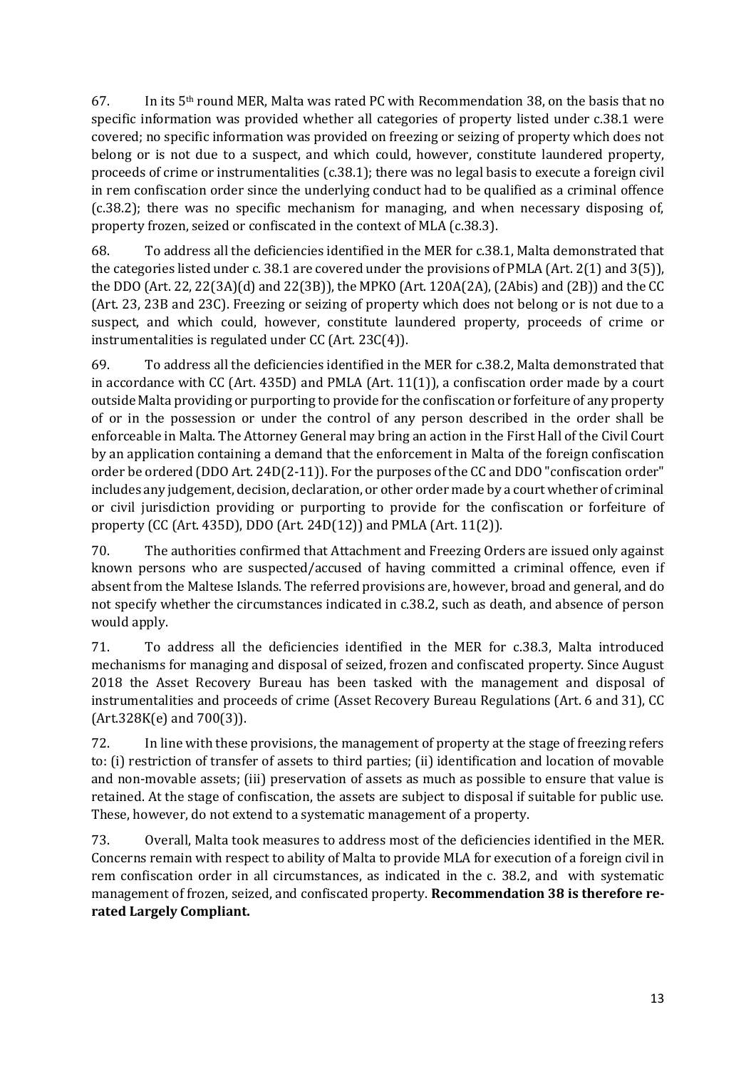67. In its 5th round MER, Malta was rated PC with Recommendation 38, on the basis that no specific information was provided whether all categories of property listed under c.38.1 were covered; no specific information was provided on freezing or seizing of property which does not belong or is not due to a suspect, and which could, however, constitute laundered property, proceeds of crime or instrumentalities (c.38.1); there was no legal basis to execute a foreign civil in rem confiscation order since the underlying conduct had to be qualified as a criminal offence (c.38.2); there was no specific mechanism for managing, and when necessary disposing of, property frozen, seized or confiscated in the context of MLA (c.38.3).

68. To address all the deficiencies identified in the MER for c.38.1, Malta demonstrated that the categories listed under c. 38.1 are covered under the provisions of PMLA (Art. 2(1) and 3(5)), the DDO (Art. 22, 22(3A)(d) and 22(3B)), the MPKO (Art. 120A(2A), (2Abis) and (2B)) and the CC (Art. 23, 23B and 23C). Freezing or seizing of property which does not belong or is not due to a suspect, and which could, however, constitute laundered property, proceeds of crime or instrumentalities is regulated under CC (Art. 23C(4)).

69. To address all the deficiencies identified in the MER for c.38.2, Malta demonstrated that in accordance with CC (Art. 435D) and PMLA (Art. 11(1)), a confiscation order made by a court outside Malta providing or purporting to provide for the confiscation or forfeiture of any property of or in the possession or under the control of any person described in the order shall be enforceable in Malta. The Attorney General may bring an action in the First Hall of the Civil Court by an application containing a demand that the enforcement in Malta of the foreign confiscation order be ordered (DDO Art. 24D(2-11)). For the purposes of the CC and DDO "confiscation order" includes any judgement, decision, declaration, or other order made by a court whether of criminal or civil jurisdiction providing or purporting to provide for the confiscation or forfeiture of property (CC (Art. 435D), DDO (Art. 24D(12)) and PMLA (Art. 11(2)).

70. The authorities confirmed that Attachment and Freezing Orders are issued only against known persons who are suspected/accused of having committed a criminal offence, even if absent from the Maltese Islands. The referred provisions are, however, broad and general, and do not specify whether the circumstances indicated in c.38.2, such as death, and absence of person would apply.

71. To address all the deficiencies identified in the MER for c.38.3, Malta introduced mechanisms for managing and disposal of seized, frozen and confiscated property. Since August 2018 the Asset Recovery Bureau has been tasked with the management and disposal of instrumentalities and proceeds of crime (Asset Recovery Bureau Regulations (Art. 6 and 31), CC (Art.328K(e) and 700(3)).

72. In line with these provisions, the management of property at the stage of freezing refers to: (i) restriction of transfer of assets to third parties; (ii) identification and location of movable and non-movable assets; (iii) preservation of assets as much as possible to ensure that value is retained. At the stage of confiscation, the assets are subject to disposal if suitable for public use. These, however, do not extend to a systematic management of a property.

73. Overall, Malta took measures to address most of the deficiencies identified in the MER. Concerns remain with respect to ability of Malta to provide MLA for execution of a foreign civil in rem confiscation order in all circumstances, as indicated in the c. 38.2, and with systematic management of frozen, seized, and confiscated property. **Recommendation 38 is therefore re-rated Largely Compliant.**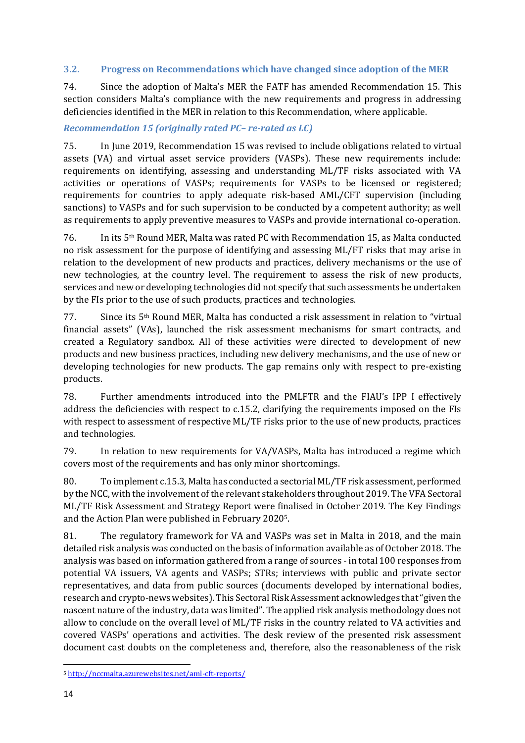### 3.2. Progress on Recommendations which have changed since adoption of the MER

74. Since the adoption of Malta's MER the FATF has amended Recommendation 15. This section considers Malta's compliance with the new requirements and progress in addressing deficiencies identified in the MER in relation to this Recommendation, where applicable.

#### *Recommendation 15 (originally rated PC– re-rated as LC)*

75. In June 2019, Recommendation 15 was revised to include obligations related to virtual assets (VA) and virtual asset service providers (VASPs). These new requirements include: requirements on identifying, assessing and understanding ML/TF risks associated with VA activities or operations of VASPs; requirements for VASPs to be licensed or registered; requirements for countries to apply adequate risk-based AML/CFT supervision (including sanctions) to VASPs and for such supervision to be conducted by a competent authority; as well as requirements to apply preventive measures to VASPs and provide international co-operation.

76. In its 5th Round MER, Malta was rated PC with Recommendation 15, as Malta conducted no risk assessment for the purpose of identifying and assessing ML/FT risks that may arise in relation to the development of new products and practices, delivery mechanisms or the use of new technologies, at the country level. The requirement to assess the risk of new products, services and new or developing technologies did not specify that such assessments be undertaken by the FIs prior to the use of such products, practices and technologies.

77. Since its 5th Round MER, Malta has conducted a risk assessment in relation to "virtual financial assets" (VAs), launched the risk assessment mechanisms for smart contracts, and created a Regulatory sandbox. All of these activities were directed to development of new products and new business practices, including new delivery mechanisms, and the use of new or developing technologies for new products. The gap remains only with respect to pre-existing products.

78. Further amendments introduced into the PMLFTR and the FIAU's IPP I effectively address the deficiencies with respect to c.15.2, clarifying the requirements imposed on the FIs with respect to assessment of respective ML/TF risks prior to the use of new products, practices and technologies.

79. In relation to new requirements for VA/VASPs, Malta has introduced a regime which covers most of the requirements and has only minor shortcomings.

80. To implement c.15.3, Malta has conducted a sectorial ML/TF risk assessment, performed by the NCC, with the involvement of the relevant stakeholders throughout 2019. The VFA Sectoral ML/TF Risk Assessment and Strategy Report were finalised in October 2019. The Key Findings and the Action Plan were published in February 2020[5].

81. The regulatory framework for VA and VASPs was set in Malta in 2018, and the main detailed risk analysis was conducted on the basis of information available as of October 2018. The analysis was based on information gathered from a range of sources - in total 100 responses from potential VA issuers, VA agents and VASPs; STRs; interviews with public and private sector representatives, and data from public sources (documents developed by international bodies, research and crypto-news websites). This Sectoral Risk Assessment acknowledges that "given the nascent nature of the industry, data was limited". The applied risk analysis methodology does not allow to conclude on the overall level of ML/TF risks in the country related to VA activities and covered VASPs' operations and activities. The desk review of the presented risk assessment document cast doubts on the completeness and, therefore, also the reasonableness of the risk

---

[5] http://nccmalta.azurewebsites.net/aml-cft-reports/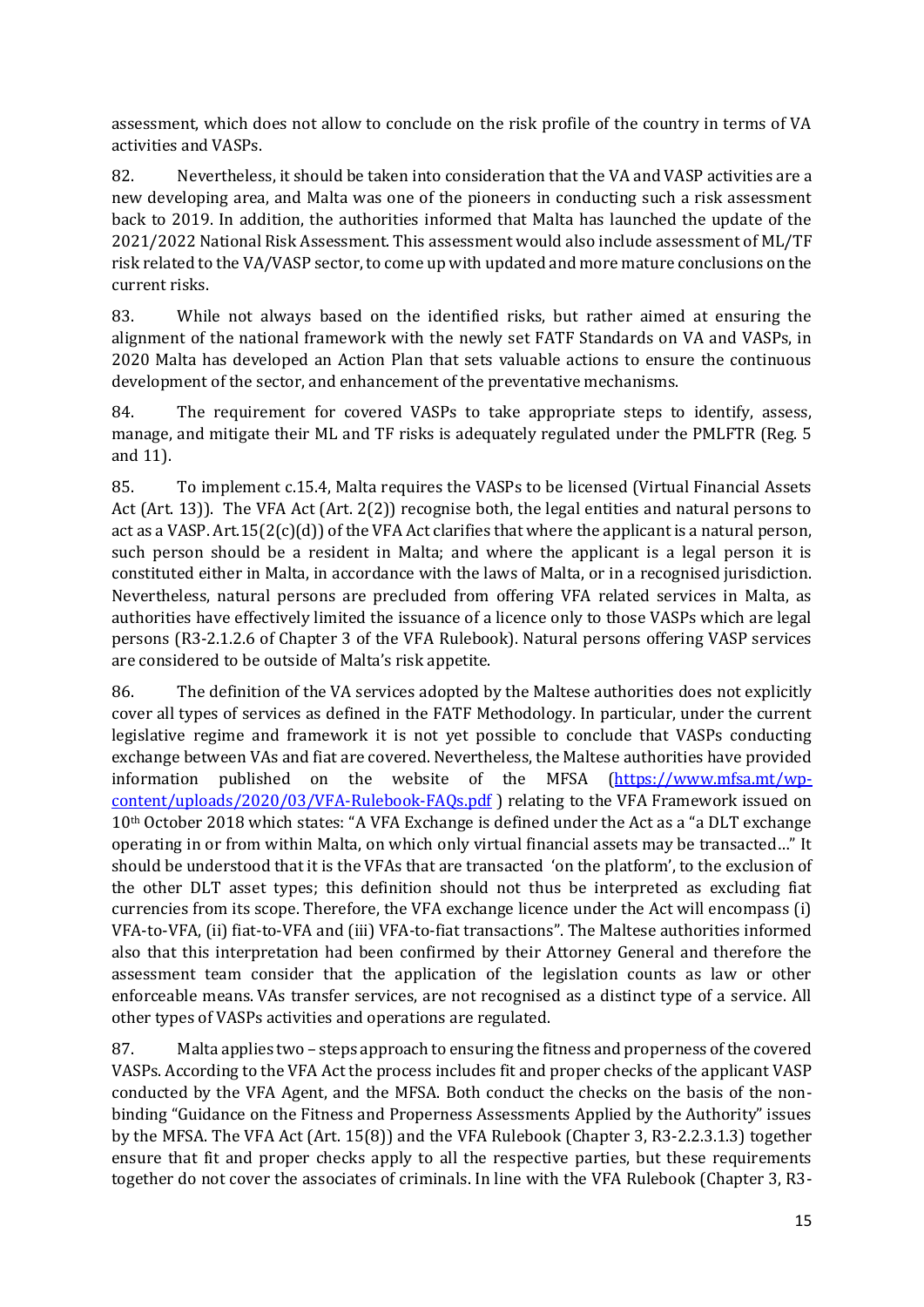assessment, which does not allow to conclude on the risk profile of the country in terms of VA activities and VASPs.

82. Nevertheless, it should be taken into consideration that the VA and VASP activities are a new developing area, and Malta was one of the pioneers in conducting such a risk assessment back to 2019. In addition, the authorities informed that Malta has launched the update of the 2021/2022 National Risk Assessment. This assessment would also include assessment of ML/TF risk related to the VA/VASP sector, to come up with updated and more mature conclusions on the current risks.

83. While not always based on the identified risks, but rather aimed at ensuring the alignment of the national framework with the newly set FATF Standards on VA and VASPs, in 2020 Malta has developed an Action Plan that sets valuable actions to ensure the continuous development of the sector, and enhancement of the preventative mechanisms.

84. The requirement for covered VASPs to take appropriate steps to identify, assess, manage, and mitigate their ML and TF risks is adequately regulated under the PMLFTR (Reg. 5 and 11).

85. To implement c.15.4, Malta requires the VASPs to be licensed (Virtual Financial Assets Act (Art. 13)). The VFA Act (Art. 2(2)) recognise both, the legal entities and natural persons to act as a VASP. Art.15(2(c)(d)) of the VFA Act clarifies that where the applicant is a natural person, such person should be a resident in Malta; and where the applicant is a legal person it is constituted either in Malta, in accordance with the laws of Malta, or in a recognised jurisdiction. Nevertheless, natural persons are precluded from offering VFA related services in Malta, as authorities have effectively limited the issuance of a licence only to those VASPs which are legal persons (R3-2.1.2.6 of Chapter 3 of the VFA Rulebook). Natural persons offering VASP services are considered to be outside of Malta's risk appetite.

86. The definition of the VA services adopted by the Maltese authorities does not explicitly cover all types of services as defined in the FATF Methodology. In particular, under the current legislative regime and framework it is not yet possible to conclude that VASPs conducting exchange between VAs and fiat are covered. Nevertheless, the Maltese authorities have provided information published on the website of the MFSA (https://www.mfsa.mt/wp-content/uploads/2020/03/VFA-Rulebook-FAQs.pdf ) relating to the VFA Framework issued on 10th October 2018 which states: "A VFA Exchange is defined under the Act as a "a DLT exchange operating in or from within Malta, on which only virtual financial assets may be transacted…" It should be understood that it is the VFAs that are transacted 'on the platform', to the exclusion of the other DLT asset types; this definition should not thus be interpreted as excluding fiat currencies from its scope. Therefore, the VFA exchange licence under the Act will encompass (i) VFA-to-VFA, (ii) fiat-to-VFA and (iii) VFA-to-fiat transactions". The Maltese authorities informed also that this interpretation had been confirmed by their Attorney General and therefore the assessment team consider that the application of the legislation counts as law or other enforceable means. VAs transfer services, are not recognised as a distinct type of a service. All other types of VASPs activities and operations are regulated.

87. Malta applies two – steps approach to ensuring the fitness and properness of the covered VASPs. According to the VFA Act the process includes fit and proper checks of the applicant VASP conducted by the VFA Agent, and the MFSA. Both conduct the checks on the basis of the non-binding "Guidance on the Fitness and Properness Assessments Applied by the Authority" issues by the MFSA. The VFA Act (Art. 15(8)) and the VFA Rulebook (Chapter 3, R3-2.2.3.1.3) together ensure that fit and proper checks apply to all the respective parties, but these requirements together do not cover the associates of criminals. In line with the VFA Rulebook (Chapter 3, R3-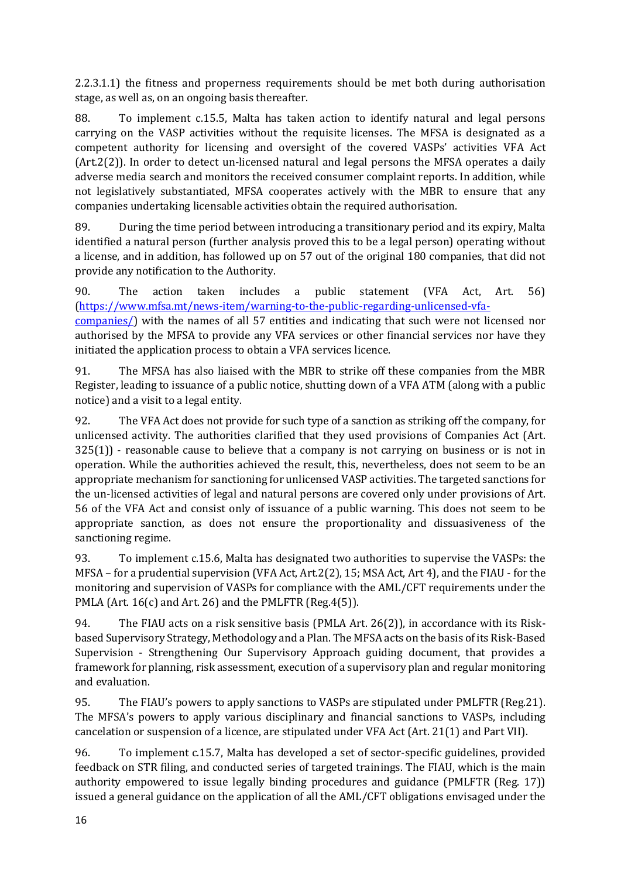2.2.3.1.1) the fitness and properness requirements should be met both during authorisation stage, as well as, on an ongoing basis thereafter.

88. To implement c.15.5, Malta has taken action to identify natural and legal persons carrying on the VASP activities without the requisite licenses. The MFSA is designated as a competent authority for licensing and oversight of the covered VASPs' activities VFA Act (Art.2(2)). In order to detect un-licensed natural and legal persons the MFSA operates a daily adverse media search and monitors the received consumer complaint reports. In addition, while not legislatively substantiated, MFSA cooperates actively with the MBR to ensure that any companies undertaking licensable activities obtain the required authorisation.

89. During the time period between introducing a transitionary period and its expiry, Malta identified a natural person (further analysis proved this to be a legal person) operating without a license, and in addition, has followed up on 57 out of the original 180 companies, that did not provide any notification to the Authority.

90. The action taken includes a public statement (VFA Act, Art. 56) (https://www.mfsa.mt/news-item/warning-to-the-public-regarding-unlicensed-vfa-companies/) with the names of all 57 entities and indicating that such were not licensed nor authorised by the MFSA to provide any VFA services or other financial services nor have they initiated the application process to obtain a VFA services licence.

91. The MFSA has also liaised with the MBR to strike off these companies from the MBR Register, leading to issuance of a public notice, shutting down of a VFA ATM (along with a public notice) and a visit to a legal entity.

92. The VFA Act does not provide for such type of a sanction as striking off the company, for unlicensed activity. The authorities clarified that they used provisions of Companies Act (Art. 325(1)) - reasonable cause to believe that a company is not carrying on business or is not in operation. While the authorities achieved the result, this, nevertheless, does not seem to be an appropriate mechanism for sanctioning for unlicensed VASP activities. The targeted sanctions for the un-licensed activities of legal and natural persons are covered only under provisions of Art. 56 of the VFA Act and consist only of issuance of a public warning. This does not seem to be appropriate sanction, as does not ensure the proportionality and dissuasiveness of the sanctioning regime.

93. To implement c.15.6, Malta has designated two authorities to supervise the VASPs: the MFSA – for a prudential supervision (VFA Act, Art.2(2), 15; MSA Act, Art 4), and the FIAU - for the monitoring and supervision of VASPs for compliance with the AML/CFT requirements under the PMLA (Art. 16(c) and Art. 26) and the PMLFTR (Reg.4(5)).

94. The FIAU acts on a risk sensitive basis (PMLA Art. 26(2)), in accordance with its Risk-based Supervisory Strategy, Methodology and a Plan. The MFSA acts on the basis of its Risk-Based Supervision - Strengthening Our Supervisory Approach guiding document, that provides a framework for planning, risk assessment, execution of a supervisory plan and regular monitoring and evaluation.

95. The FIAU's powers to apply sanctions to VASPs are stipulated under PMLFTR (Reg.21). The MFSA's powers to apply various disciplinary and financial sanctions to VASPs, including cancelation or suspension of a licence, are stipulated under VFA Act (Art. 21(1) and Part VII).

96. To implement c.15.7, Malta has developed a set of sector-specific guidelines, provided feedback on STR filing, and conducted series of targeted trainings. The FIAU, which is the main authority empowered to issue legally binding procedures and guidance (PMLFTR (Reg. 17)) issued a general guidance on the application of all the AML/CFT obligations envisaged under the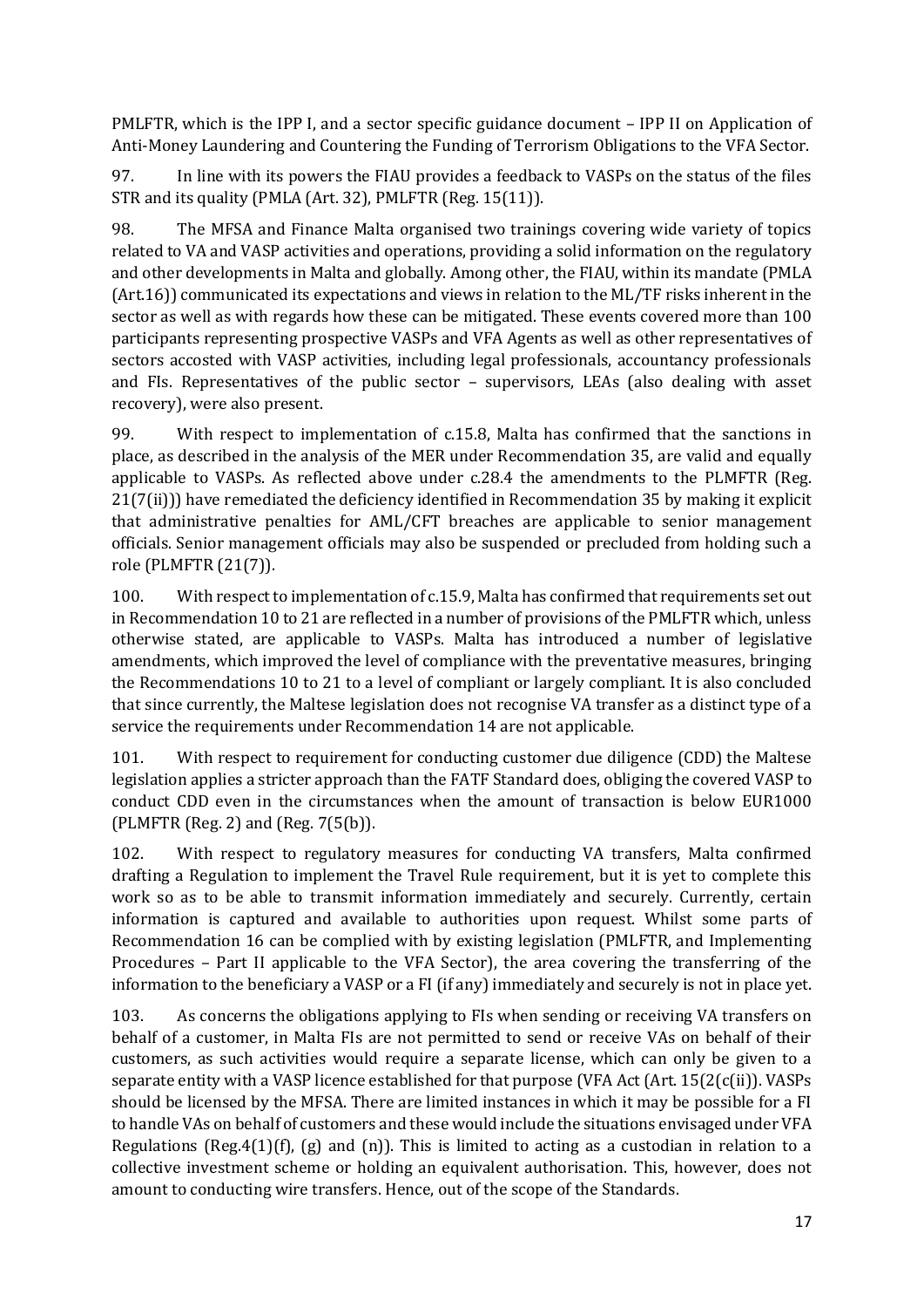PMLFTR, which is the IPP I, and a sector specific guidance document – IPP II on Application of Anti-Money Laundering and Countering the Funding of Terrorism Obligations to the VFA Sector.

97. In line with its powers the FIAU provides a feedback to VASPs on the status of the files STR and its quality (PMLA (Art. 32), PMLFTR (Reg. 15(11)).

98. The MFSA and Finance Malta organised two trainings covering wide variety of topics related to VA and VASP activities and operations, providing a solid information on the regulatory and other developments in Malta and globally. Among other, the FIAU, within its mandate (PMLA (Art.16)) communicated its expectations and views in relation to the ML/TF risks inherent in the sector as well as with regards how these can be mitigated. These events covered more than 100 participants representing prospective VASPs and VFA Agents as well as other representatives of sectors accosted with VASP activities, including legal professionals, accountancy professionals and FIs. Representatives of the public sector – supervisors, LEAs (also dealing with asset recovery), were also present.

99. With respect to implementation of c.15.8, Malta has confirmed that the sanctions in place, as described in the analysis of the MER under Recommendation 35, are valid and equally applicable to VASPs. As reflected above under c.28.4 the amendments to the PLMFTR (Reg. 21(7(ii))) have remediated the deficiency identified in Recommendation 35 by making it explicit that administrative penalties for AML/CFT breaches are applicable to senior management officials. Senior management officials may also be suspended or precluded from holding such a role (PLMFTR (21(7)).

100. With respect to implementation of c.15.9, Malta has confirmed that requirements set out in Recommendation 10 to 21 are reflected in a number of provisions of the PMLFTR which, unless otherwise stated, are applicable to VASPs. Malta has introduced a number of legislative amendments, which improved the level of compliance with the preventative measures, bringing the Recommendations 10 to 21 to a level of compliant or largely compliant. It is also concluded that since currently, the Maltese legislation does not recognise VA transfer as a distinct type of a service the requirements under Recommendation 14 are not applicable.

101. With respect to requirement for conducting customer due diligence (CDD) the Maltese legislation applies a stricter approach than the FATF Standard does, obliging the covered VASP to conduct CDD even in the circumstances when the amount of transaction is below EUR1000 (PLMFTR (Reg. 2) and (Reg. 7(5(b)).

102. With respect to regulatory measures for conducting VA transfers, Malta confirmed drafting a Regulation to implement the Travel Rule requirement, but it is yet to complete this work so as to be able to transmit information immediately and securely. Currently, certain information is captured and available to authorities upon request. Whilst some parts of Recommendation 16 can be complied with by existing legislation (PMLFTR, and Implementing Procedures – Part II applicable to the VFA Sector), the area covering the transferring of the information to the beneficiary a VASP or a FI (if any) immediately and securely is not in place yet.

103. As concerns the obligations applying to FIs when sending or receiving VA transfers on behalf of a customer, in Malta FIs are not permitted to send or receive VAs on behalf of their customers, as such activities would require a separate license, which can only be given to a separate entity with a VASP licence established for that purpose (VFA Act (Art. 15(2(c(ii)). VASPs should be licensed by the MFSA. There are limited instances in which it may be possible for a FI to handle VAs on behalf of customers and these would include the situations envisaged under VFA Regulations (Reg.4(1)(f), (g) and (n)). This is limited to acting as a custodian in relation to a collective investment scheme or holding an equivalent authorisation. This, however, does not amount to conducting wire transfers. Hence, out of the scope of the Standards.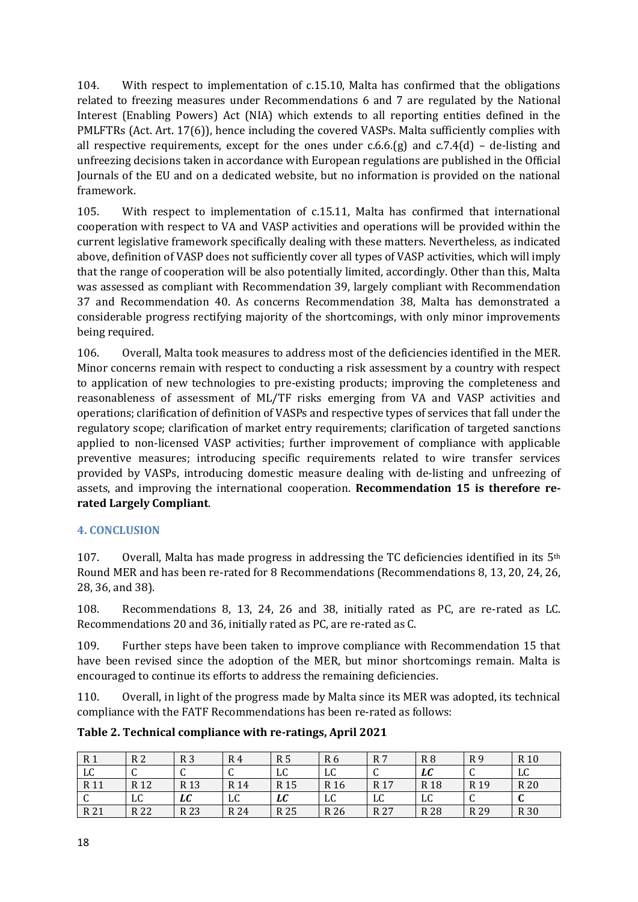104. With respect to implementation of c.15.10, Malta has confirmed that the obligations related to freezing measures under Recommendations 6 and 7 are regulated by the National Interest (Enabling Powers) Act (NIA) which extends to all reporting entities defined in the PMLFTRs (Act. Art. 17(6)), hence including the covered VASPs. Malta sufficiently complies with all respective requirements, except for the ones under c.6.6.(g) and c.7.4(d) – de-listing and unfreezing decisions taken in accordance with European regulations are published in the Official Journals of the EU and on a dedicated website, but no information is provided on the national framework.

105. With respect to implementation of c.15.11, Malta has confirmed that international cooperation with respect to VA and VASP activities and operations will be provided within the current legislative framework specifically dealing with these matters. Nevertheless, as indicated above, definition of VASP does not sufficiently cover all types of VASP activities, which will imply that the range of cooperation will be also potentially limited, accordingly. Other than this, Malta was assessed as compliant with Recommendation 39, largely compliant with Recommendation 37 and Recommendation 40. As concerns Recommendation 38, Malta has demonstrated a considerable progress rectifying majority of the shortcomings, with only minor improvements being required.

106. Overall, Malta took measures to address most of the deficiencies identified in the MER. Minor concerns remain with respect to conducting a risk assessment by a country with respect to application of new technologies to pre-existing products; improving the completeness and reasonableness of assessment of ML/TF risks emerging from VA and VASP activities and operations; clarification of definition of VASPs and respective types of services that fall under the regulatory scope; clarification of market entry requirements; clarification of targeted sanctions applied to non-licensed VASP activities; further improvement of compliance with applicable preventive measures; introducing specific requirements related to wire transfer services provided by VASPs, introducing domestic measure dealing with de-listing and unfreezing of assets, and improving the international cooperation. **Recommendation 15 is therefore re-rated Largely Compliant**.

## 4. CONCLUSION

107. Overall, Malta has made progress in addressing the TC deficiencies identified in its 5th Round MER and has been re-rated for 8 Recommendations (Recommendations 8, 13, 20, 24, 26, 28, 36, and 38).

108. Recommendations 8, 13, 24, 26 and 38, initially rated as PC, are re-rated as LC. Recommendations 20 and 36, initially rated as PC, are re-rated as C.

109. Further steps have been taken to improve compliance with Recommendation 15 that have been revised since the adoption of the MER, but minor shortcomings remain. Malta is encouraged to continue its efforts to address the remaining deficiencies.

110. Overall, in light of the progress made by Malta since its MER was adopted, its technical compliance with the FATF Recommendations has been re-rated as follows:

**Table 2. Technical compliance with re-ratings, April 2021**

| R 1 | R 2 | R 3 | R 4 | R 5 | R 6 | R 7 | R 8 | R 9 | R 10 |
|---|---|---|---|---|---|---|---|---|---|
| LC | C | C | C | LC | LC | C | ***LC*** | C | LC |
| R 11 | R 12 | R 13 | R 14 | R 15 | R 16 | R 17 | R 18 | R 19 | R 20 |
| C | LC | ***LC*** | LC | ***LC*** | LC | LC | LC | C | **C** |
| R 21 | R 22 | R 23 | R 24 | R 25 | R 26 | R 27 | R 28 | R 29 | R 30 |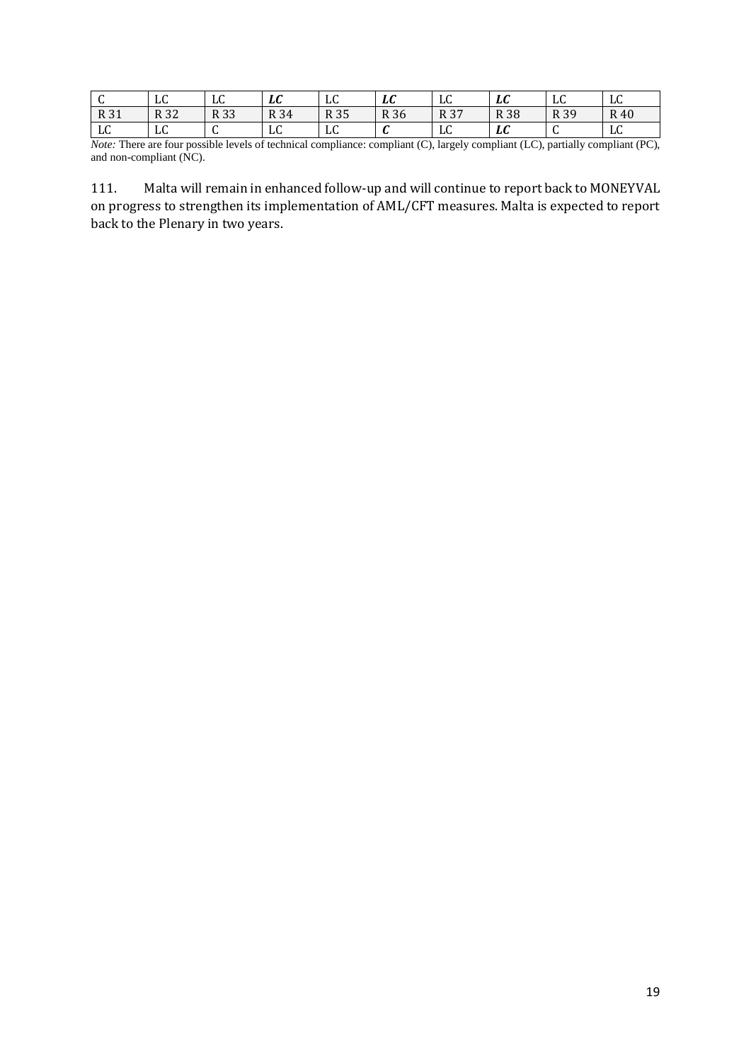| C | LC | LC | ***LC*** | LC | ***LC*** | LC | ***LC*** | LC | LC |
|---|---|---|---|---|---|---|---|---|---|
| R 31 | R 32 | R 33 | R 34 | R 35 | R 36 | R 37 | R 38 | R 39 | R 40 |
| LC | LC | C | LC | LC | ***C*** | LC | ***LC*** | C | LC |

*Note:* There are four possible levels of technical compliance: compliant (C), largely compliant (LC), partially compliant (PC), and non-compliant (NC).

111. Malta will remain in enhanced follow-up and will continue to report back to MONEYVAL on progress to strengthen its implementation of AML/CFT measures. Malta is expected to report back to the Plenary in two years.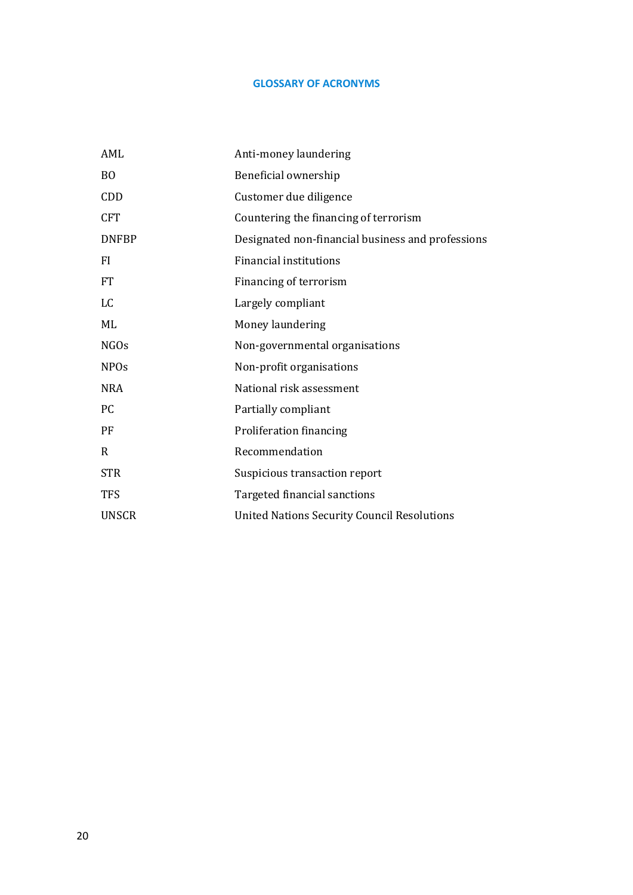## GLOSSARY OF ACRONYMS

| | |
|---|---|
| AML | Anti-money laundering |
| BO | Beneficial ownership |
| CDD | Customer due diligence |
| CFT | Countering the financing of terrorism |
| DNFBP | Designated non-financial business and professions |
| FI | Financial institutions |
| FT | Financing of terrorism |
| LC | Largely compliant |
| ML | Money laundering |
| NGOs | Non-governmental organisations |
| NPOs | Non-profit organisations |
| NRA | National risk assessment |
| PC | Partially compliant |
| PF | Proliferation financing |
| R | Recommendation |
| STR | Suspicious transaction report |
| TFS | Targeted financial sanctions |
| UNSCR | United Nations Security Council Resolutions |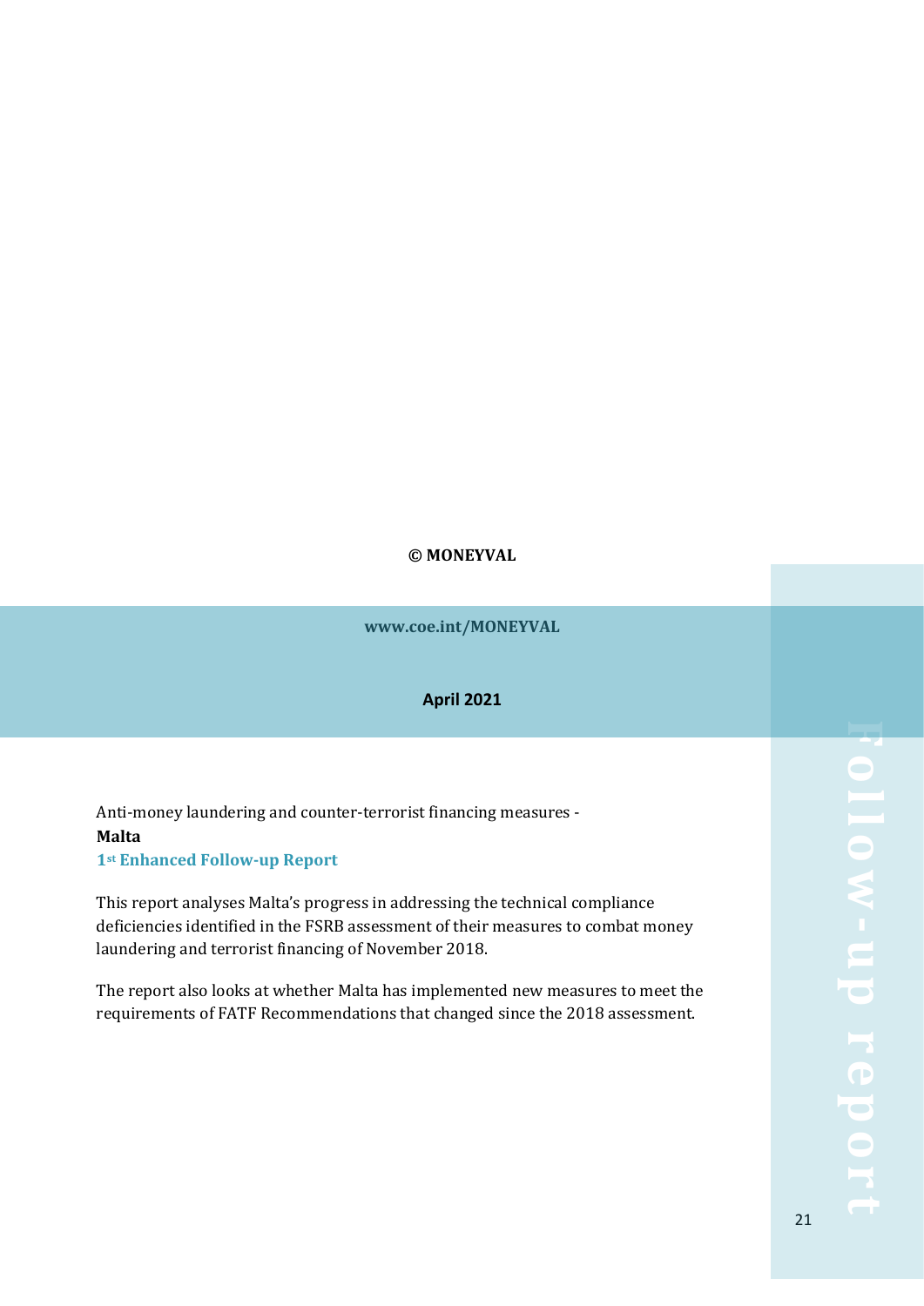**© MONEYVAL**

**www.coe.int/MONEYVAL**

**April 2021**

Anti-money laundering and counter-terrorist financing measures -
**Malta**
**1st Enhanced Follow-up Report**

This report analyses Malta's progress in addressing the technical compliance deficiencies identified in the FSRB assessment of their measures to combat money laundering and terrorist financing of November 2018.

The report also looks at whether Malta has implemented new measures to meet the requirements of FATF Recommendations that changed since the 2018 assessment.

Follow-up report